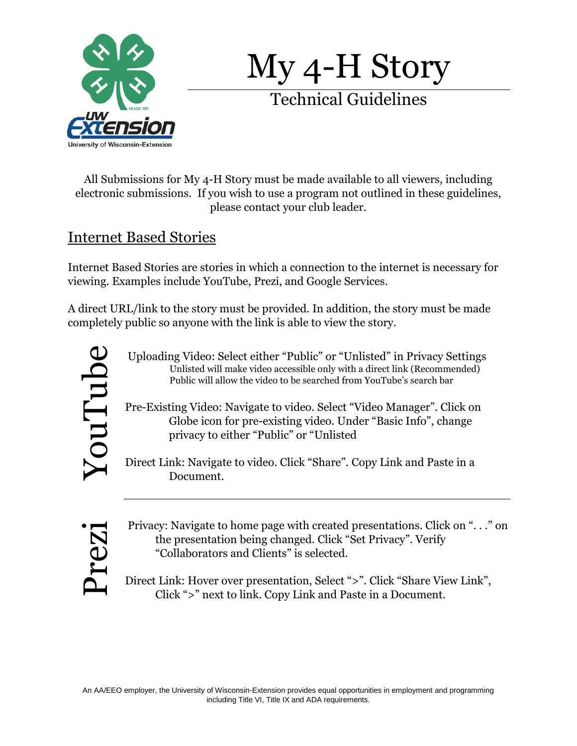# My 4-H Story

## Technical Guidelines

All Submissions for My 4-H Story must be made available to all viewers, including electronic submissions. If you wish to use a program not outlined in these guidelines, please contact your club leader.

## Internet Based Stories

Internet Based Stories are stories in which a connection to the internet is necessary for viewing. Examples include YouTube, Prezi, and Google Services.

A direct URL/link to the story must be provided. In addition, the story must be made completely public so anyone with the link is able to view the story.

### YouTube

Uploading Video: Select either "Public" or "Unlisted" in Privacy Settings
- Unlisted will make video accessible only with a direct link (Recommended)
- Public will allow the video to be searched from YouTube's search bar

Pre-Existing Video: Navigate to video. Select "Video Manager". Click on Globe icon for pre-existing video. Under "Basic Info", change privacy to either "Public" or "Unlisted

Direct Link: Navigate to video. Click "Share". Copy Link and Paste in a Document.

### Prezi

Privacy: Navigate to home page with created presentations. Click on ". . ." on the presentation being changed. Click "Set Privacy". Verify "Collaborators and Clients" is selected.

Direct Link: Hover over presentation, Select ">". Click "Share View Link", Click ">" next to link. Copy Link and Paste in a Document.

An AA/EEO employer, the University of Wisconsin-Extension provides equal opportunities in employment and programming including Title VI, Title IX and ADA requirements.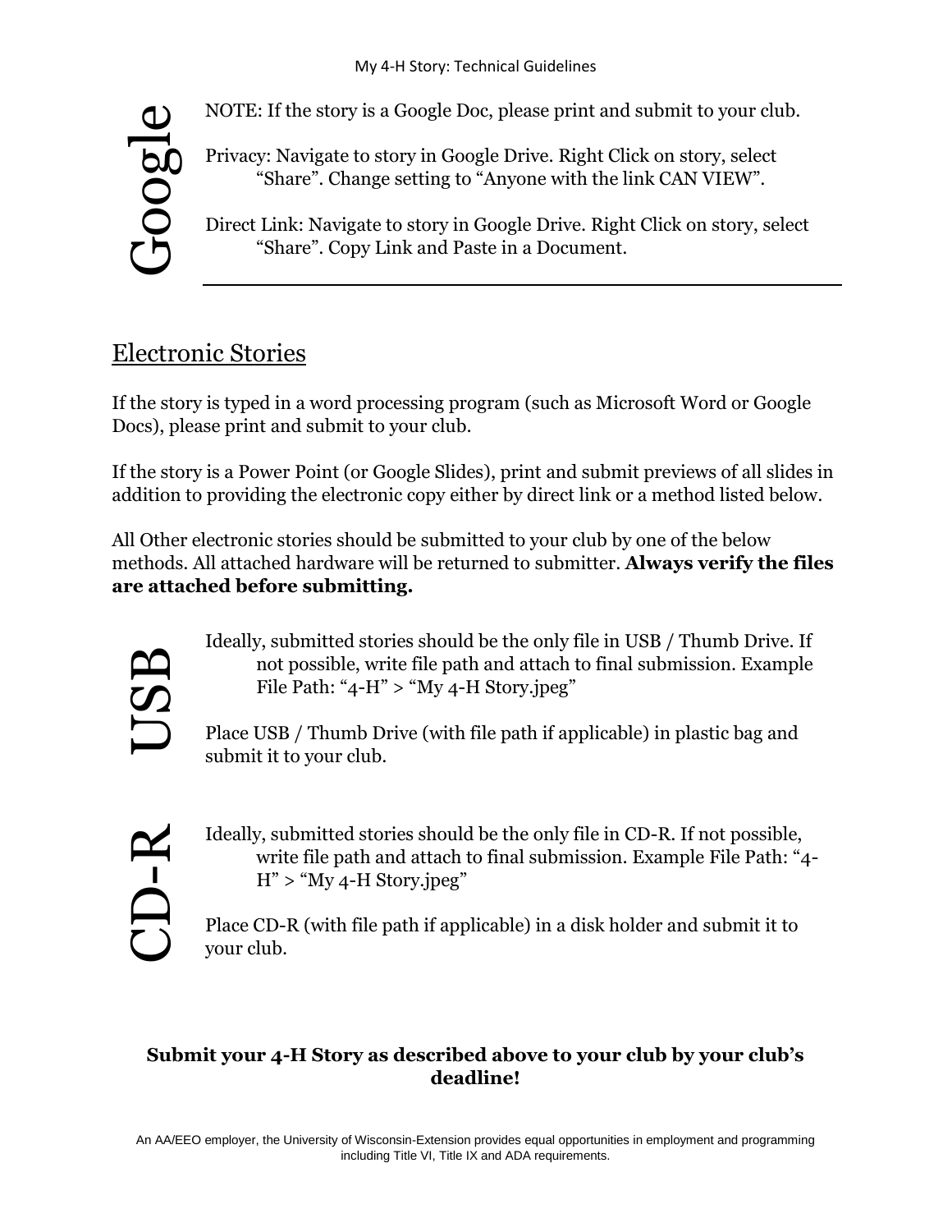## Google

NOTE: If the story is a Google Doc, please print and submit to your club.

Privacy: Navigate to story in Google Drive. Right Click on story, select "Share". Change setting to "Anyone with the link CAN VIEW".

Direct Link: Navigate to story in Google Drive. Right Click on story, select "Share". Copy Link and Paste in a Document.

---

## Electronic Stories

If the story is typed in a word processing program (such as Microsoft Word or Google Docs), please print and submit to your club.

If the story is a Power Point (or Google Slides), print and submit previews of all slides in addition to providing the electronic copy either by direct link or a method listed below.

All Other electronic stories should be submitted to your club by one of the below methods. All attached hardware will be returned to submitter. **Always verify the files are attached before submitting.**

## USB

Ideally, submitted stories should be the only file in USB / Thumb Drive. If not possible, write file path and attach to final submission. Example File Path: "4-H" > "My 4-H Story.jpeg"

Place USB / Thumb Drive (with file path if applicable) in plastic bag and submit it to your club.

## CD-R

Ideally, submitted stories should be the only file in CD-R. If not possible, write file path and attach to final submission. Example File Path: "4-H" > "My 4-H Story.jpeg"

Place CD-R (with file path if applicable) in a disk holder and submit it to your club.

**Submit your 4-H Story as described above to your club by your club's deadline!**

An AA/EEO employer, the University of Wisconsin-Extension provides equal opportunities in employment and programming including Title VI, Title IX and ADA requirements.